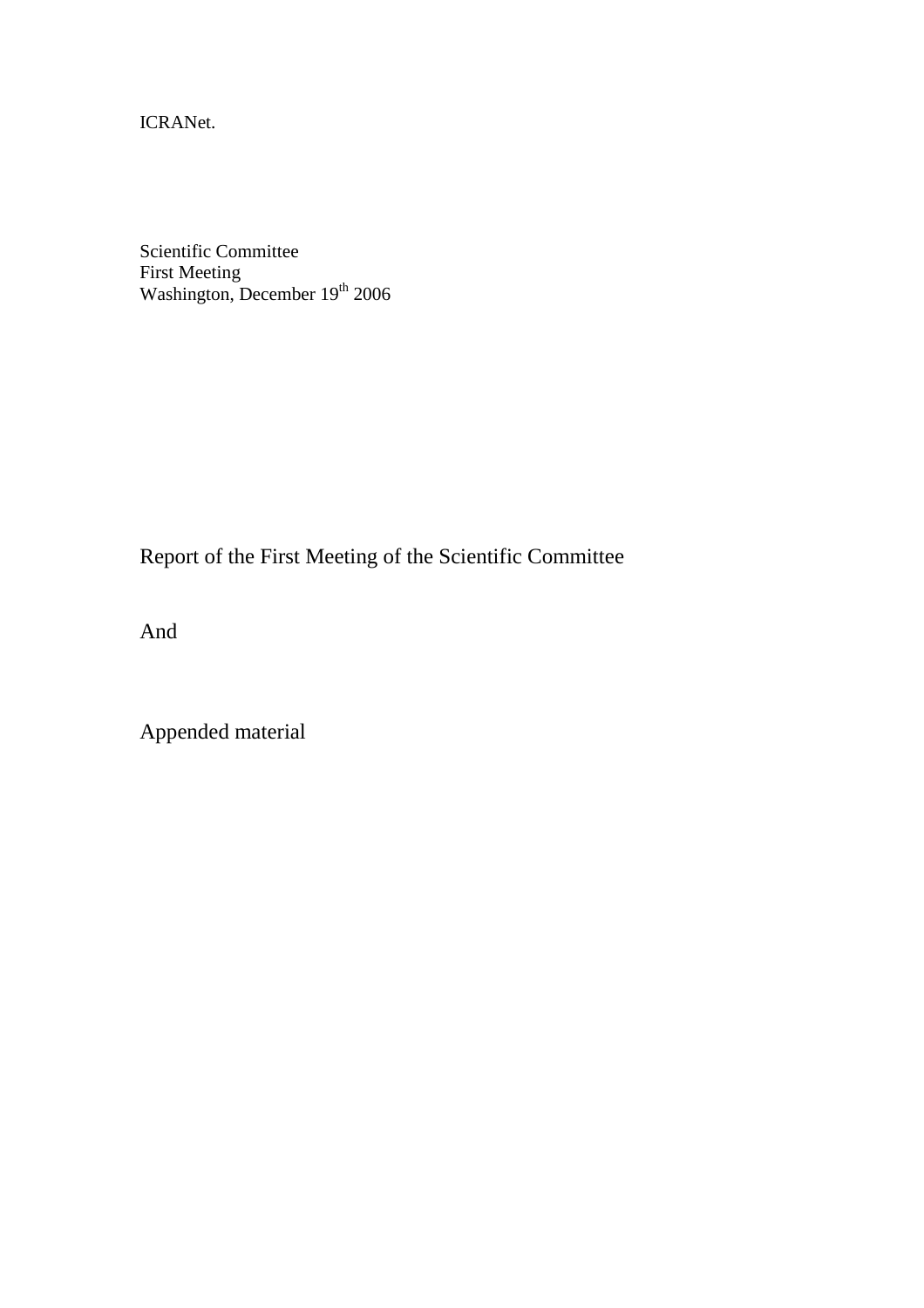ICRANet.

Scientific Committee
First Meeting
Washington, December 19th 2006

# Report of the First Meeting of the Scientific Committee

And

Appended material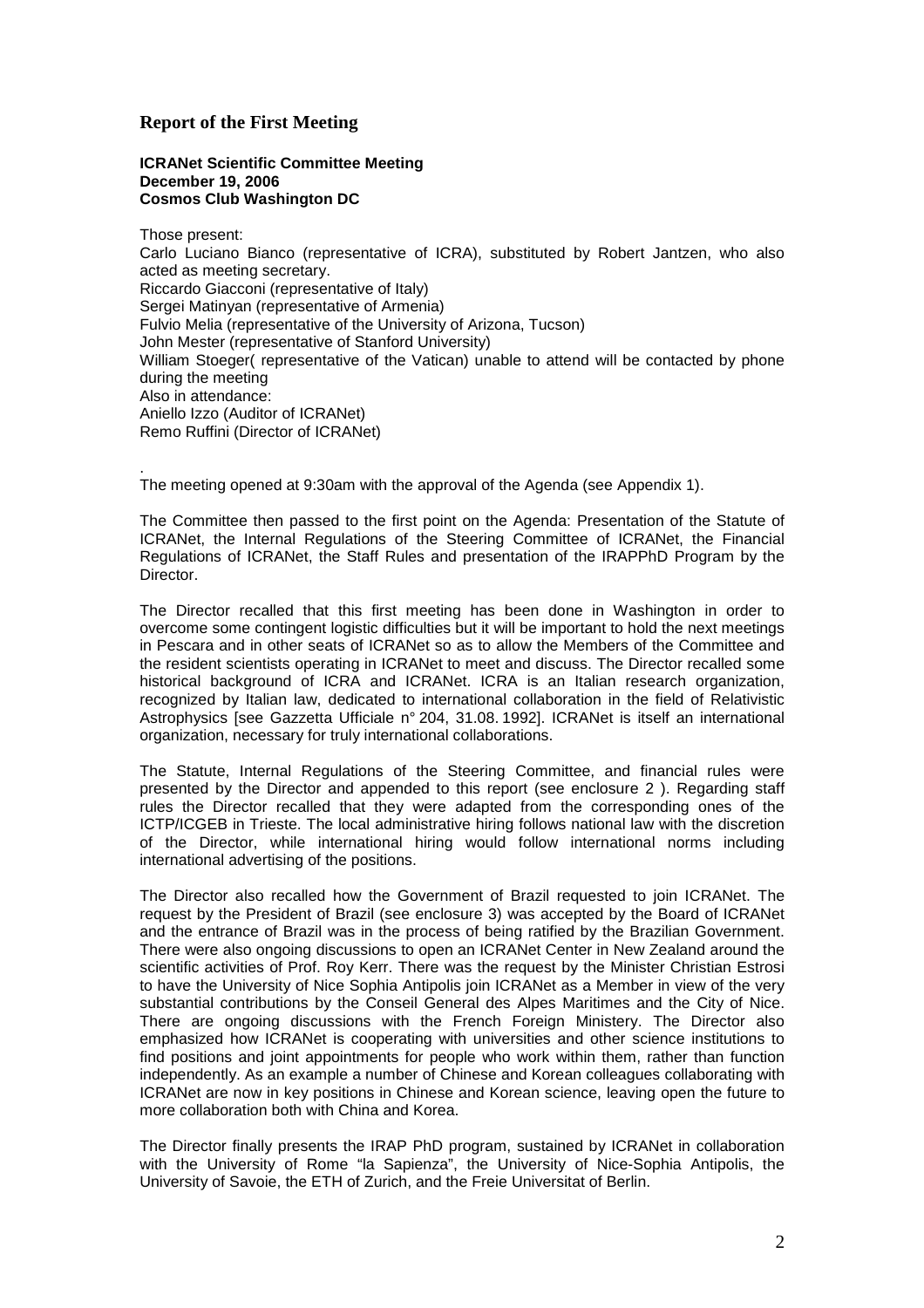## Report of the First Meeting

**ICRANet Scientific Committee Meeting**
**December 19, 2006**
**Cosmos Club Washington DC**

Those present:
Carlo Luciano Bianco (representative of ICRA), substituted by Robert Jantzen, who also acted as meeting secretary.
Riccardo Giacconi (representative of Italy)
Sergei Matinyan (representative of Armenia)
Fulvio Melia (representative of the University of Arizona, Tucson)
John Mester (representative of Stanford University)
William Stoeger( representative of the Vatican) unable to attend will be contacted by phone during the meeting
Also in attendance:
Aniello Izzo (Auditor of ICRANet)
Remo Ruffini (Director of ICRANet)

.
The meeting opened at 9:30am with the approval of the Agenda (see Appendix 1).

The Committee then passed to the first point on the Agenda: Presentation of the Statute of ICRANet, the Internal Regulations of the Steering Committee of ICRANet, the Financial Regulations of ICRANet, the Staff Rules and presentation of the IRAPPhD Program by the Director.

The Director recalled that this first meeting has been done in Washington in order to overcome some contingent logistic difficulties but it will be important to hold the next meetings in Pescara and in other seats of ICRANet so as to allow the Members of the Committee and the resident scientists operating in ICRANet to meet and discuss. The Director recalled some historical background of ICRA and ICRANet. ICRA is an Italian research organization, recognized by Italian law, dedicated to international collaboration in the field of Relativistic Astrophysics [see Gazzetta Ufficiale n° 204, 31.08. 1992]. ICRANet is itself an international organization, necessary for truly international collaborations.

The Statute, Internal Regulations of the Steering Committee, and financial rules were presented by the Director and appended to this report (see enclosure 2 ). Regarding staff rules the Director recalled that they were adapted from the corresponding ones of the ICTP/ICGEB in Trieste. The local administrative hiring follows national law with the discretion of the Director, while international hiring would follow international norms including international advertising of the positions.

The Director also recalled how the Government of Brazil requested to join ICRANet. The request by the President of Brazil (see enclosure 3) was accepted by the Board of ICRANet and the entrance of Brazil was in the process of being ratified by the Brazilian Government. There were also ongoing discussions to open an ICRANet Center in New Zealand around the scientific activities of Prof. Roy Kerr. There was the request by the Minister Christian Estrosi to have the University of Nice Sophia Antipolis join ICRANet as a Member in view of the very substantial contributions by the Conseil General des Alpes Maritimes and the City of Nice. There are ongoing discussions with the French Foreign Ministery. The Director also emphasized how ICRANet is cooperating with universities and other science institutions to find positions and joint appointments for people who work within them, rather than function independently. As an example a number of Chinese and Korean colleagues collaborating with ICRANet are now in key positions in Chinese and Korean science, leaving open the future to more collaboration both with China and Korea.

The Director finally presents the IRAP PhD program, sustained by ICRANet in collaboration with the University of Rome "la Sapienza", the University of Nice-Sophia Antipolis, the University of Savoie, the ETH of Zurich, and the Freie Universitat of Berlin.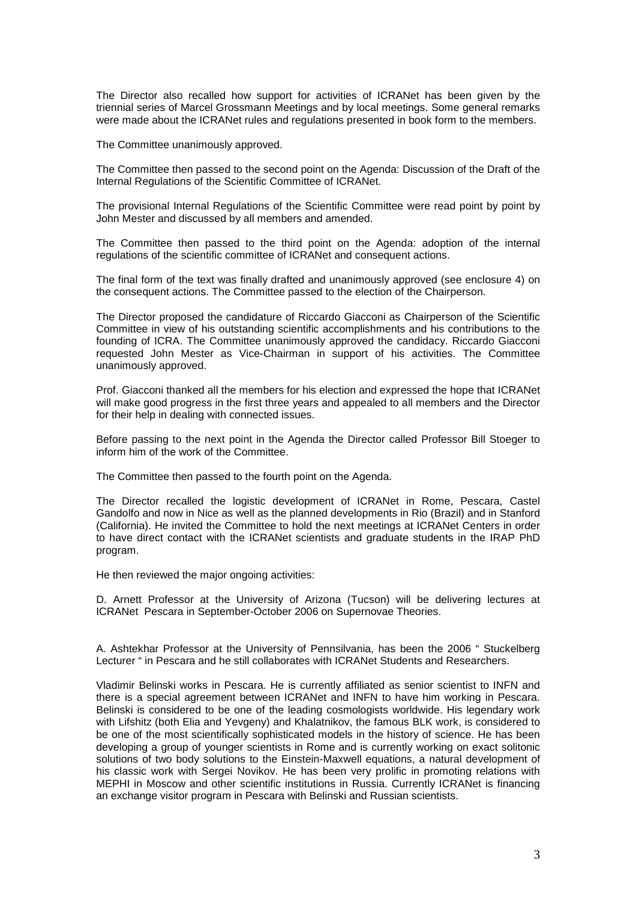The Director also recalled how support for activities of ICRANet has been given by the triennial series of Marcel Grossmann Meetings and by local meetings. Some general remarks were made about the ICRANet rules and regulations presented in book form to the members.

The Committee unanimously approved.

The Committee then passed to the second point on the Agenda: Discussion of the Draft of the Internal Regulations of the Scientific Committee of ICRANet.

The provisional Internal Regulations of the Scientific Committee were read point by point by John Mester and discussed by all members and amended.

The Committee then passed to the third point on the Agenda: adoption of the internal regulations of the scientific committee of ICRANet and consequent actions.

The final form of the text was finally drafted and unanimously approved (see enclosure 4) on the consequent actions. The Committee passed to the election of the Chairperson.

The Director proposed the candidature of Riccardo Giacconi as Chairperson of the Scientific Committee in view of his outstanding scientific accomplishments and his contributions to the founding of ICRA. The Committee unanimously approved the candidacy. Riccardo Giacconi requested John Mester as Vice-Chairman in support of his activities. The Committee unanimously approved.

Prof. Giacconi thanked all the members for his election and expressed the hope that ICRANet will make good progress in the first three years and appealed to all members and the Director for their help in dealing with connected issues.

Before passing to the next point in the Agenda the Director called Professor Bill Stoeger to inform him of the work of the Committee.

The Committee then passed to the fourth point on the Agenda.

The Director recalled the logistic development of ICRANet in Rome, Pescara, Castel Gandolfo and now in Nice as well as the planned developments in Rio (Brazil) and in Stanford (California). He invited the Committee to hold the next meetings at ICRANet Centers in order to have direct contact with the ICRANet scientists and graduate students in the IRAP PhD program.

He then reviewed the major ongoing activities:

D. Arnett Professor at the University of Arizona (Tucson) will be delivering lectures at ICRANet Pescara in September-October 2006 on Supernovae Theories.

A. Ashtekhar Professor at the University of Pennsilvania, has been the 2006 " Stuckelberg Lecturer " in Pescara and he still collaborates with ICRANet Students and Researchers.

Vladimir Belinski works in Pescara. He is currently affiliated as senior scientist to INFN and there is a special agreement between ICRANet and INFN to have him working in Pescara. Belinski is considered to be one of the leading cosmologists worldwide. His legendary work with Lifshitz (both Elia and Yevgeny) and Khalatnikov, the famous BLK work, is considered to be one of the most scientifically sophisticated models in the history of science. He has been developing a group of younger scientists in Rome and is currently working on exact solitonic solutions of two body solutions to the Einstein-Maxwell equations, a natural development of his classic work with Sergei Novikov. He has been very prolific in promoting relations with MEPHI in Moscow and other scientific institutions in Russia. Currently ICRANet is financing an exchange visitor program in Pescara with Belinski and Russian scientists.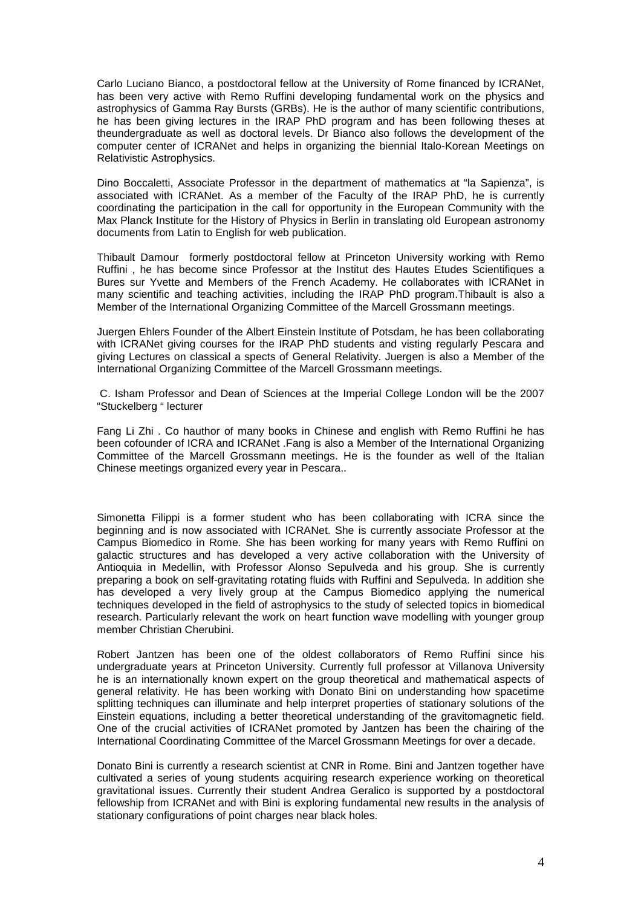Carlo Luciano Bianco, a postdoctoral fellow at the University of Rome financed by ICRANet, has been very active with Remo Ruffini developing fundamental work on the physics and astrophysics of Gamma Ray Bursts (GRBs). He is the author of many scientific contributions, he has been giving lectures in the IRAP PhD program and has been following theses at theundergraduate as well as doctoral levels. Dr Bianco also follows the development of the computer center of ICRANet and helps in organizing the biennial Italo-Korean Meetings on Relativistic Astrophysics.

Dino Boccaletti, Associate Professor in the department of mathematics at "la Sapienza", is associated with ICRANet. As a member of the Faculty of the IRAP PhD, he is currently coordinating the participation in the call for opportunity in the European Community with the Max Planck Institute for the History of Physics in Berlin in translating old European astronomy documents from Latin to English for web publication.

Thibault Damour formerly postdoctoral fellow at Princeton University working with Remo Ruffini , he has become since Professor at the Institut des Hautes Etudes Scientifiques a Bures sur Yvette and Members of the French Academy. He collaborates with ICRANet in many scientific and teaching activities, including the IRAP PhD program.Thibault is also a Member of the International Organizing Committee of the Marcell Grossmann meetings.

Juergen Ehlers Founder of the Albert Einstein Institute of Potsdam, he has been collaborating with ICRANet giving courses for the IRAP PhD students and visting regularly Pescara and giving Lectures on classical a spects of General Relativity. Juergen is also a Member of the International Organizing Committee of the Marcell Grossmann meetings.

C. Isham Professor and Dean of Sciences at the Imperial College London will be the 2007 "Stuckelberg " lecturer

Fang Li Zhi . Co hauthor of many books in Chinese and english with Remo Ruffini he has been cofounder of ICRA and ICRANet .Fang is also a Member of the International Organizing Committee of the Marcell Grossmann meetings. He is the founder as well of the Italian Chinese meetings organized every year in Pescara..

Simonetta Filippi is a former student who has been collaborating with ICRA since the beginning and is now associated with ICRANet. She is currently associate Professor at the Campus Biomedico in Rome. She has been working for many years with Remo Ruffini on galactic structures and has developed a very active collaboration with the University of Antioquia in Medellin, with Professor Alonso Sepulveda and his group. She is currently preparing a book on self-gravitating rotating fluids with Ruffini and Sepulveda. In addition she has developed a very lively group at the Campus Biomedico applying the numerical techniques developed in the field of astrophysics to the study of selected topics in biomedical research. Particularly relevant the work on heart function wave modelling with younger group member Christian Cherubini.

Robert Jantzen has been one of the oldest collaborators of Remo Ruffini since his undergraduate years at Princeton University. Currently full professor at Villanova University he is an internationally known expert on the group theoretical and mathematical aspects of general relativity. He has been working with Donato Bini on understanding how spacetime splitting techniques can illuminate and help interpret properties of stationary solutions of the Einstein equations, including a better theoretical understanding of the gravitomagnetic field. One of the crucial activities of ICRANet promoted by Jantzen has been the chairing of the International Coordinating Committee of the Marcel Grossmann Meetings for over a decade.

Donato Bini is currently a research scientist at CNR in Rome. Bini and Jantzen together have cultivated a series of young students acquiring research experience working on theoretical gravitational issues. Currently their student Andrea Geralico is supported by a postdoctoral fellowship from ICRANet and with Bini is exploring fundamental new results in the analysis of stationary configurations of point charges near black holes.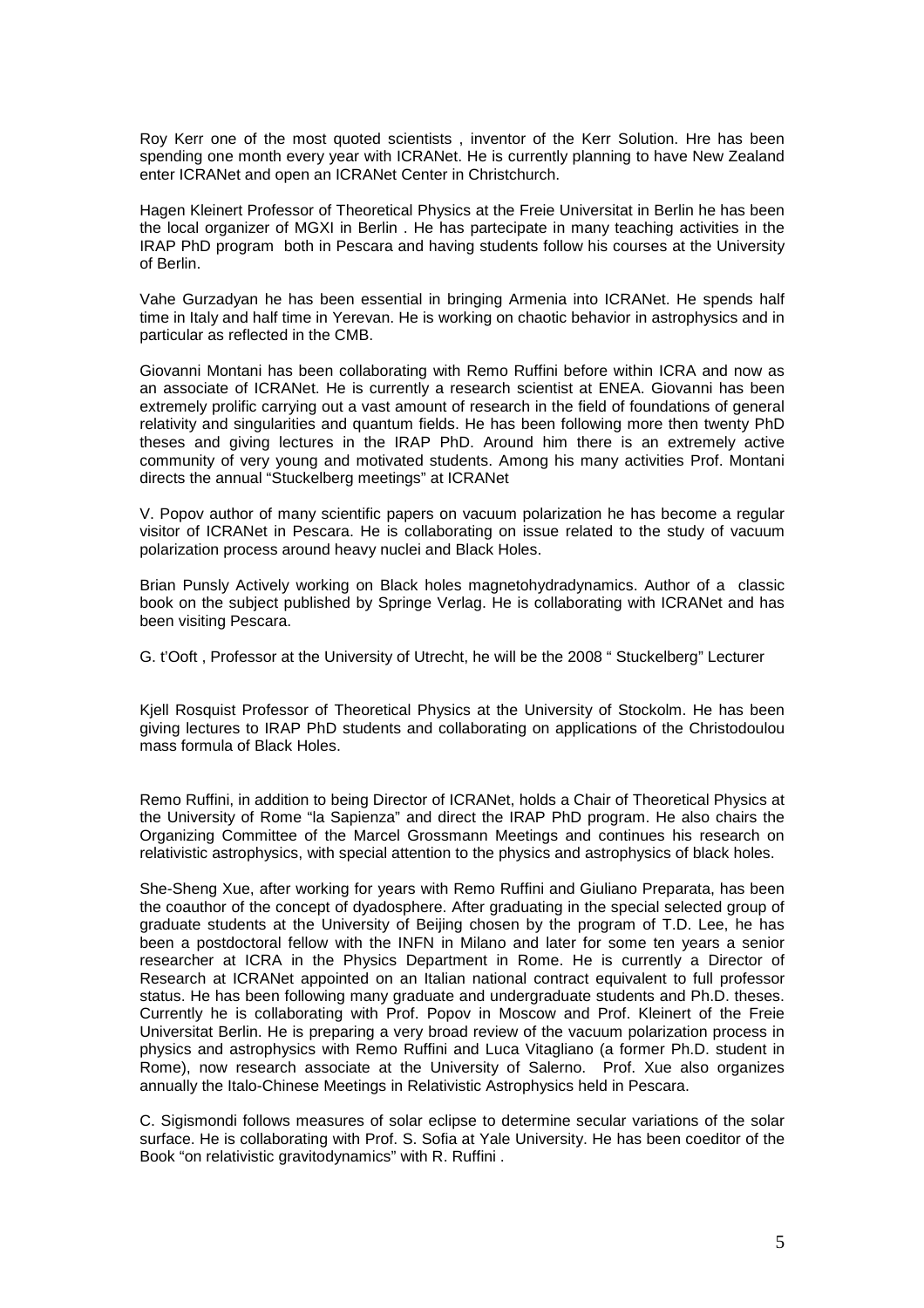Roy Kerr one of the most quoted scientists , inventor of the Kerr Solution. Hre has been spending one month every year with ICRANet. He is currently planning to have New Zealand enter ICRANet and open an ICRANet Center in Christchurch.

Hagen Kleinert Professor of Theoretical Physics at the Freie Universitat in Berlin he has been the local organizer of MGXI in Berlin . He has partecipate in many teaching activities in the IRAP PhD program both in Pescara and having students follow his courses at the University of Berlin.

Vahe Gurzadyan he has been essential in bringing Armenia into ICRANet. He spends half time in Italy and half time in Yerevan. He is working on chaotic behavior in astrophysics and in particular as reflected in the CMB.

Giovanni Montani has been collaborating with Remo Ruffini before within ICRA and now as an associate of ICRANet. He is currently a research scientist at ENEA. Giovanni has been extremely prolific carrying out a vast amount of research in the field of foundations of general relativity and singularities and quantum fields. He has been following more then twenty PhD theses and giving lectures in the IRAP PhD. Around him there is an extremely active community of very young and motivated students. Among his many activities Prof. Montani directs the annual "Stuckelberg meetings" at ICRANet

V. Popov author of many scientific papers on vacuum polarization he has become a regular visitor of ICRANet in Pescara. He is collaborating on issue related to the study of vacuum polarization process around heavy nuclei and Black Holes.

Brian Punsly Actively working on Black holes magnetohydradynamics. Author of a classic book on the subject published by Springe Verlag. He is collaborating with ICRANet and has been visiting Pescara.

G. t'Ooft , Professor at the University of Utrecht, he will be the 2008 " Stuckelberg" Lecturer

Kjell Rosquist Professor of Theoretical Physics at the University of Stockolm. He has been giving lectures to IRAP PhD students and collaborating on applications of the Christodoulou mass formula of Black Holes.

Remo Ruffini, in addition to being Director of ICRANet, holds a Chair of Theoretical Physics at the University of Rome "la Sapienza" and direct the IRAP PhD program. He also chairs the Organizing Committee of the Marcel Grossmann Meetings and continues his research on relativistic astrophysics, with special attention to the physics and astrophysics of black holes.

She-Sheng Xue, after working for years with Remo Ruffini and Giuliano Preparata, has been the coauthor of the concept of dyadosphere. After graduating in the special selected group of graduate students at the University of Beijing chosen by the program of T.D. Lee, he has been a postdoctoral fellow with the INFN in Milano and later for some ten years a senior researcher at ICRA in the Physics Department in Rome. He is currently a Director of Research at ICRANet appointed on an Italian national contract equivalent to full professor status. He has been following many graduate and undergraduate students and Ph.D. theses. Currently he is collaborating with Prof. Popov in Moscow and Prof. Kleinert of the Freie Universitat Berlin. He is preparing a very broad review of the vacuum polarization process in physics and astrophysics with Remo Ruffini and Luca Vitagliano (a former Ph.D. student in Rome), now research associate at the University of Salerno. Prof. Xue also organizes annually the Italo-Chinese Meetings in Relativistic Astrophysics held in Pescara.

C. Sigismondi follows measures of solar eclipse to determine secular variations of the solar surface. He is collaborating with Prof. S. Sofia at Yale University. He has been coeditor of the Book "on relativistic gravitodynamics" with R. Ruffini .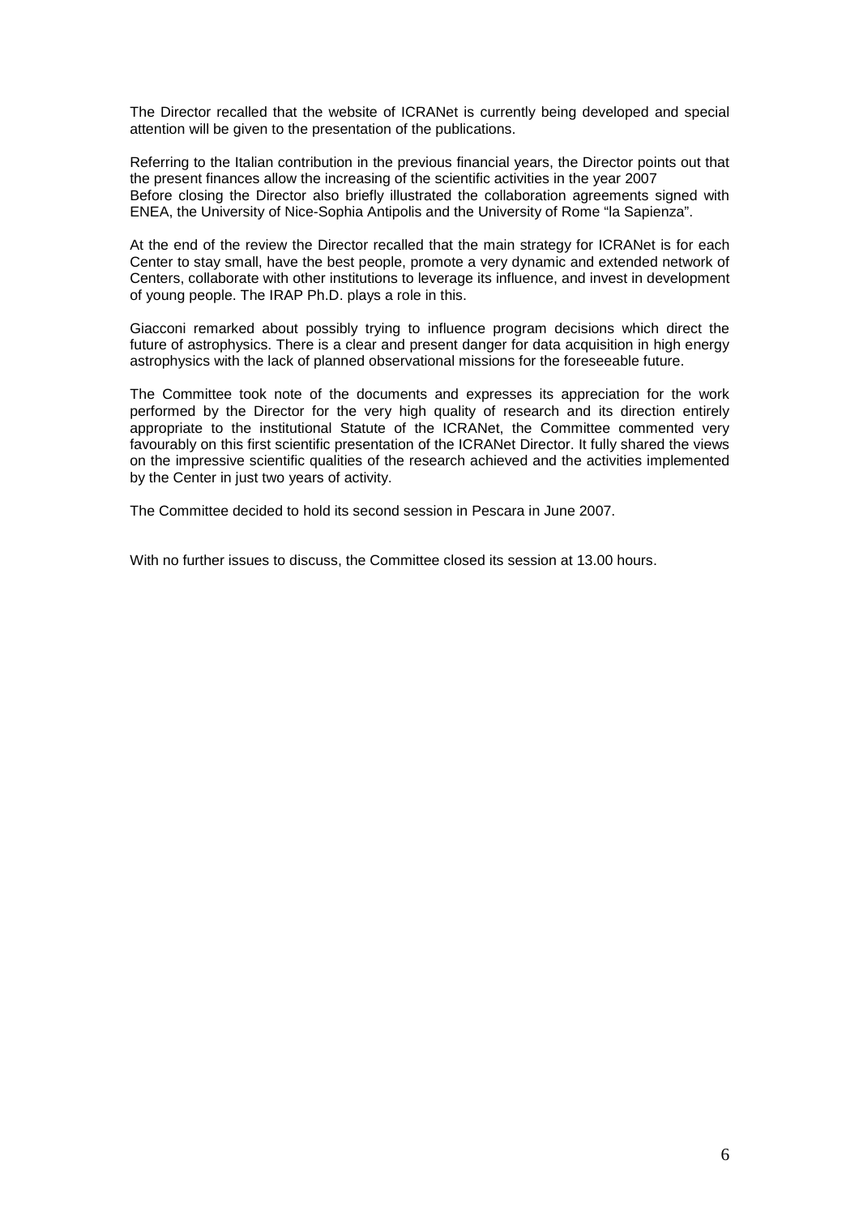The Director recalled that the website of ICRANet is currently being developed and special attention will be given to the presentation of the publications.

Referring to the Italian contribution in the previous financial years, the Director points out that the present finances allow the increasing of the scientific activities in the year 2007
Before closing the Director also briefly illustrated the collaboration agreements signed with ENEA, the University of Nice-Sophia Antipolis and the University of Rome "la Sapienza".

At the end of the review the Director recalled that the main strategy for ICRANet is for each Center to stay small, have the best people, promote a very dynamic and extended network of Centers, collaborate with other institutions to leverage its influence, and invest in development of young people. The IRAP Ph.D. plays a role in this.

Giacconi remarked about possibly trying to influence program decisions which direct the future of astrophysics. There is a clear and present danger for data acquisition in high energy astrophysics with the lack of planned observational missions for the foreseeable future.

The Committee took note of the documents and expresses its appreciation for the work performed by the Director for the very high quality of research and its direction entirely appropriate to the institutional Statute of the ICRANet, the Committee commented very favourably on this first scientific presentation of the ICRANet Director. It fully shared the views on the impressive scientific qualities of the research achieved and the activities implemented by the Center in just two years of activity.

The Committee decided to hold its second session in Pescara in June 2007.

With no further issues to discuss, the Committee closed its session at 13.00 hours.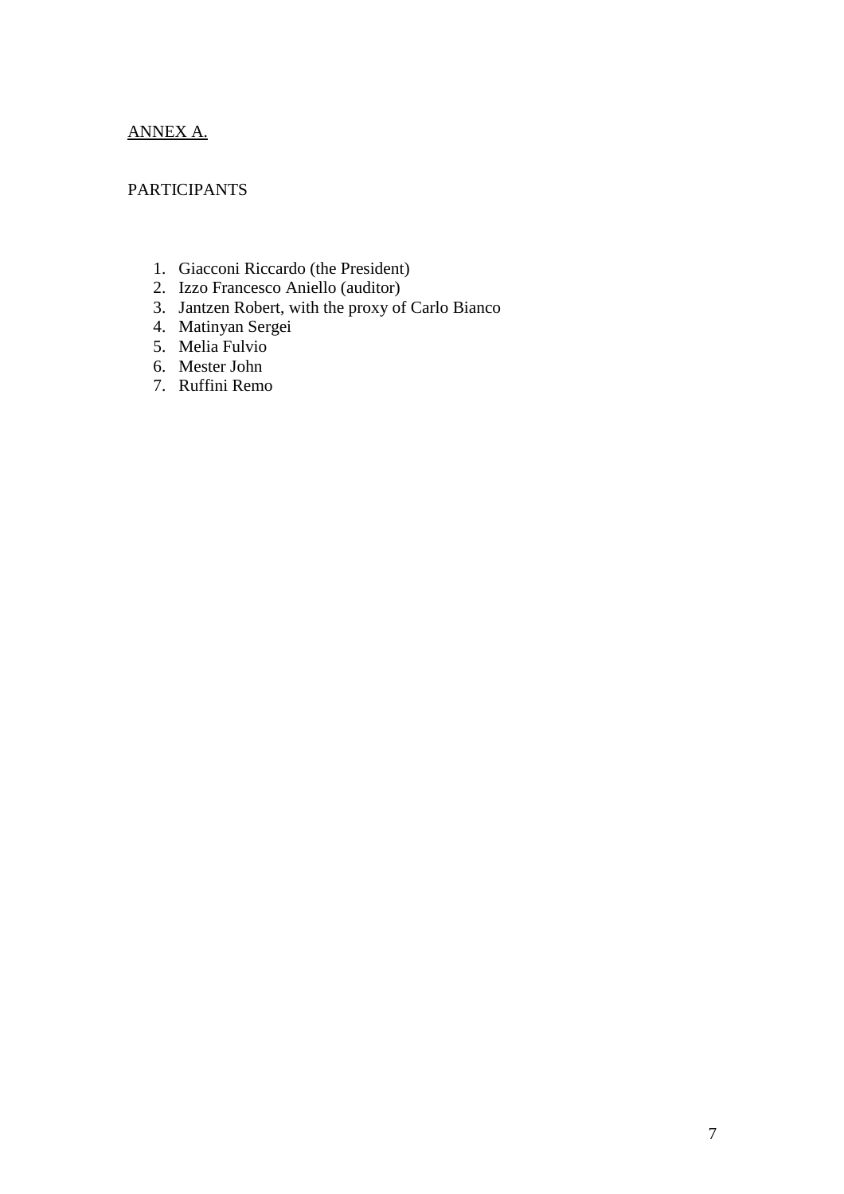<u>ANNEX A.</u>

PARTICIPANTS

1. Giacconi Riccardo (the President)
2. Izzo Francesco Aniello (auditor)
3. Jantzen Robert, with the proxy of Carlo Bianco
4. Matinyan Sergei
5. Melia Fulvio
6. Mester John
7. Ruffini Remo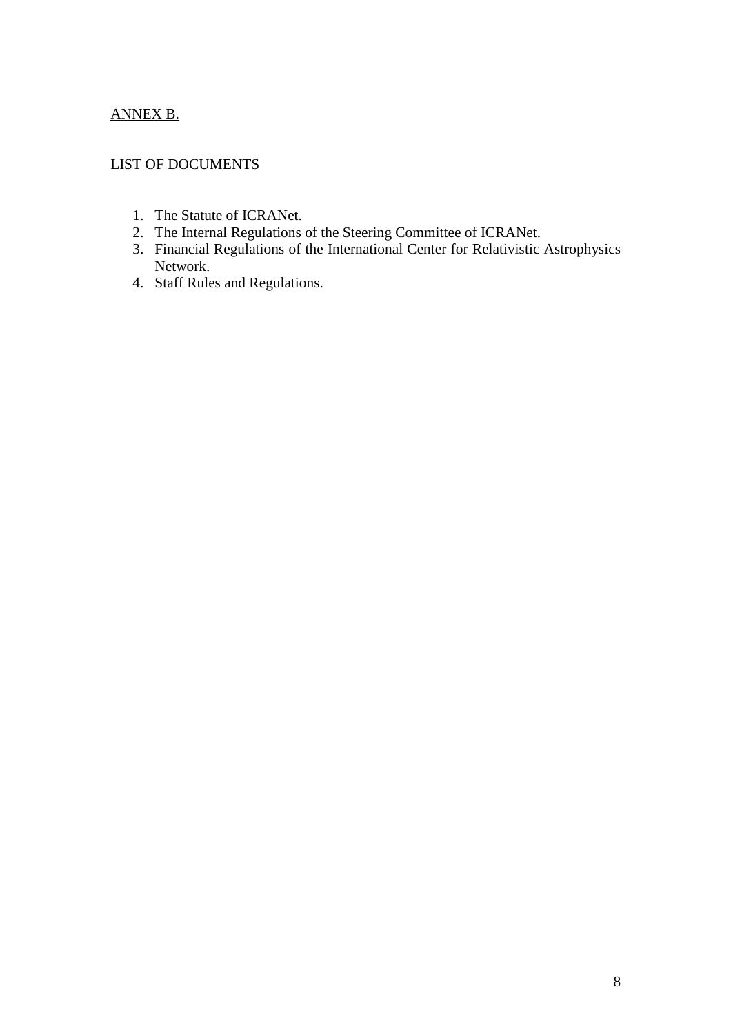ANNEX B.

LIST OF DOCUMENTS

1. The Statute of ICRANet.
2. The Internal Regulations of the Steering Committee of ICRANet.
3. Financial Regulations of the International Center for Relativistic Astrophysics Network.
4. Staff Rules and Regulations.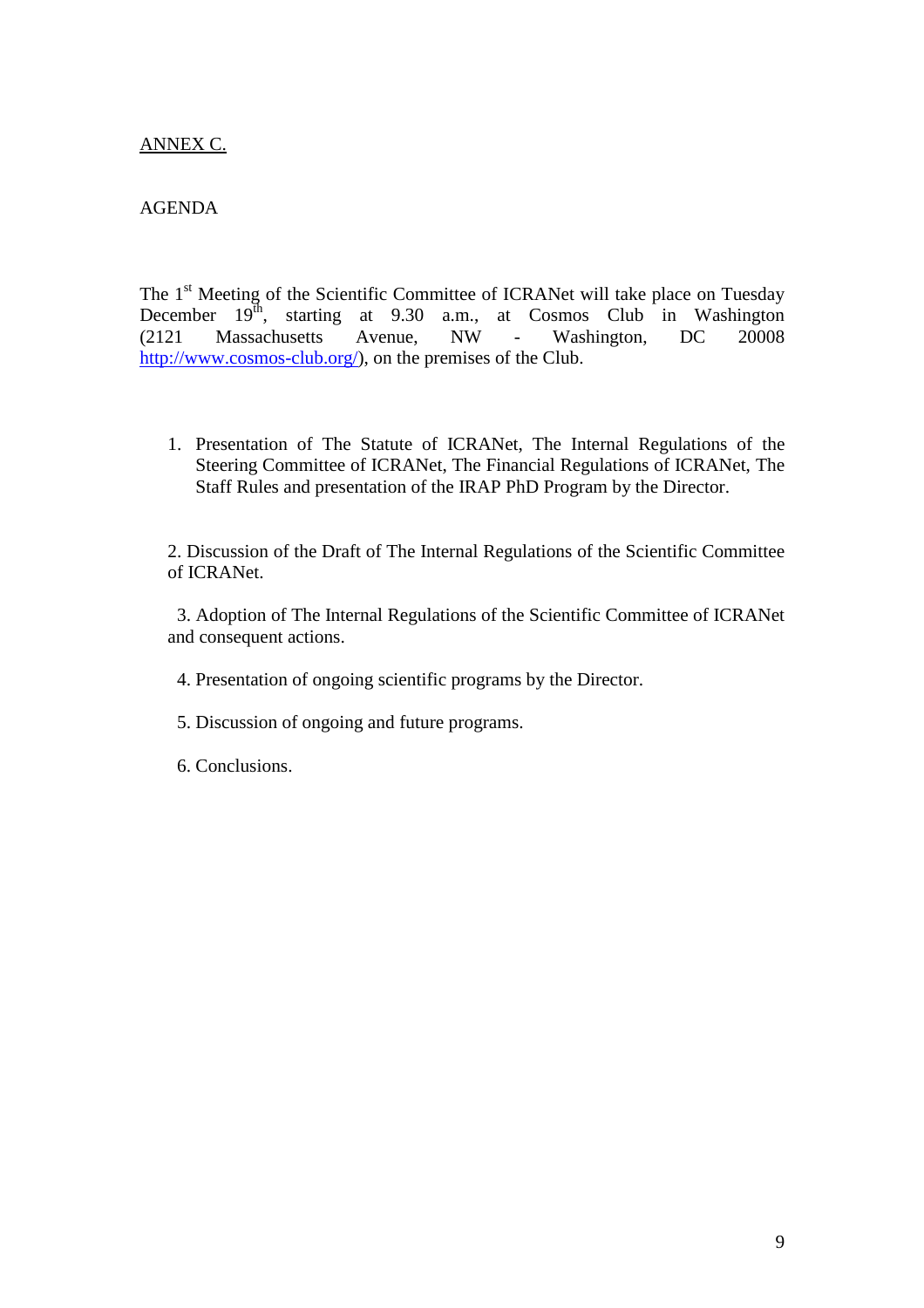<u>ANNEX C.</u>

AGENDA

The 1st Meeting of the Scientific Committee of ICRANet will take place on Tuesday December 19th, starting at 9.30 a.m., at Cosmos Club in Washington (2121 Massachusetts Avenue, NW - Washington, DC 20008 http://www.cosmos-club.org/), on the premises of the Club.

1. Presentation of The Statute of ICRANet, The Internal Regulations of the Steering Committee of ICRANet, The Financial Regulations of ICRANet, The Staff Rules and presentation of the IRAP PhD Program by the Director.

2. Discussion of the Draft of The Internal Regulations of the Scientific Committee of ICRANet.

3. Adoption of The Internal Regulations of the Scientific Committee of ICRANet and consequent actions.

4. Presentation of ongoing scientific programs by the Director.

5. Discussion of ongoing and future programs.

6. Conclusions.